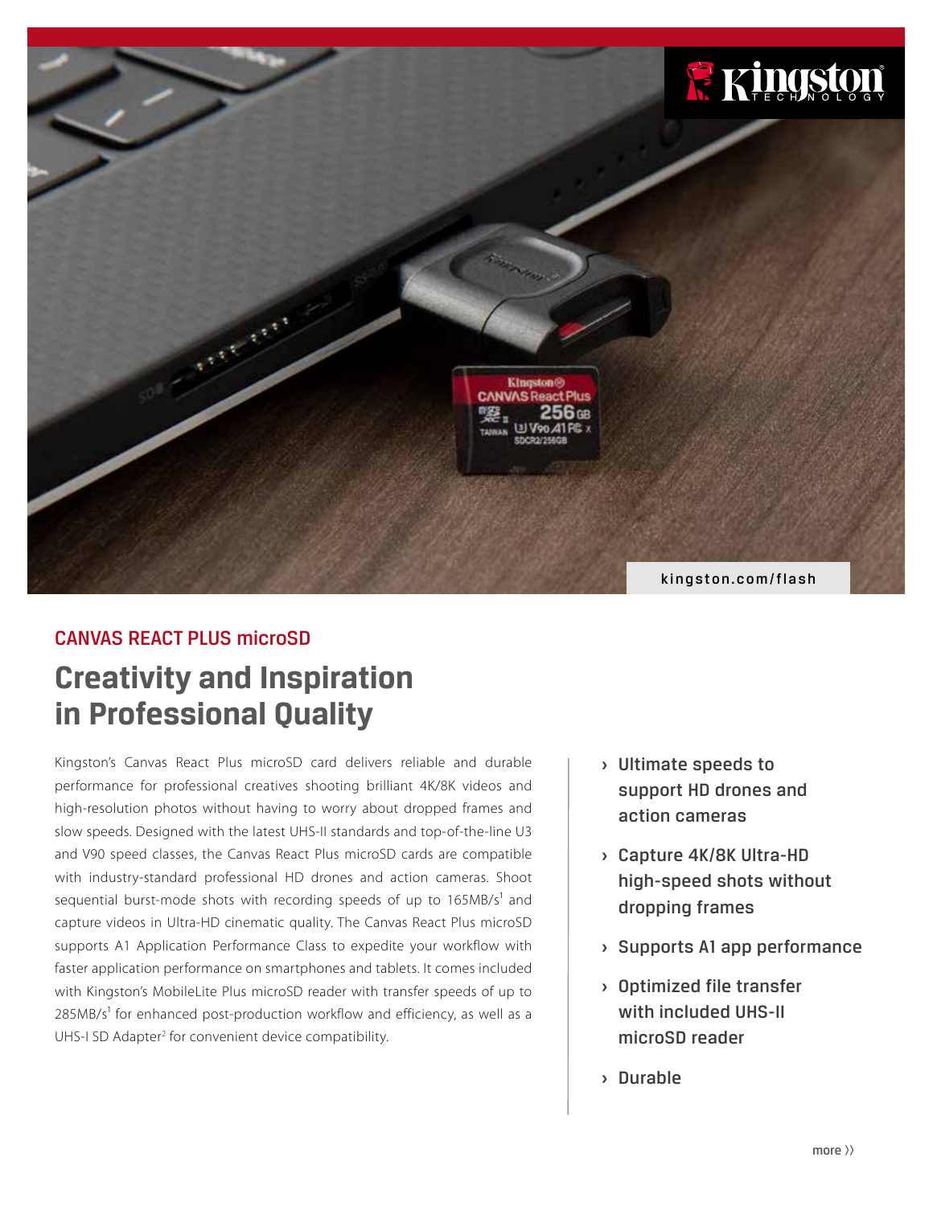kingston.com/flash

CANVAS REACT PLUS microSD

# Creativity and Inspiration in Professional Quality

Kingston's Canvas React Plus microSD card delivers reliable and durable performance for professional creatives shooting brilliant 4K/8K videos and high-resolution photos without having to worry about dropped frames and slow speeds. Designed with the latest UHS-II standards and top-of-the-line U3 and V90 speed classes, the Canvas React Plus microSD cards are compatible with industry-standard professional HD drones and action cameras. Shoot sequential burst-mode shots with recording speeds of up to 165MB/s[1] and capture videos in Ultra-HD cinematic quality. The Canvas React Plus microSD supports A1 Application Performance Class to expedite your workflow with faster application performance on smartphones and tablets. It comes included with Kingston's MobileLite Plus microSD reader with transfer speeds of up to 285MB/s[1] for enhanced post-production workflow and efficiency, as well as a UHS-I SD Adapter[2] for convenient device compatibility.

- Ultimate speeds to support HD drones and action cameras
- Capture 4K/8K Ultra-HD high-speed shots without dropping frames
- Supports A1 app performance
- Optimized file transfer with included UHS-II microSD reader
- Durable

more ››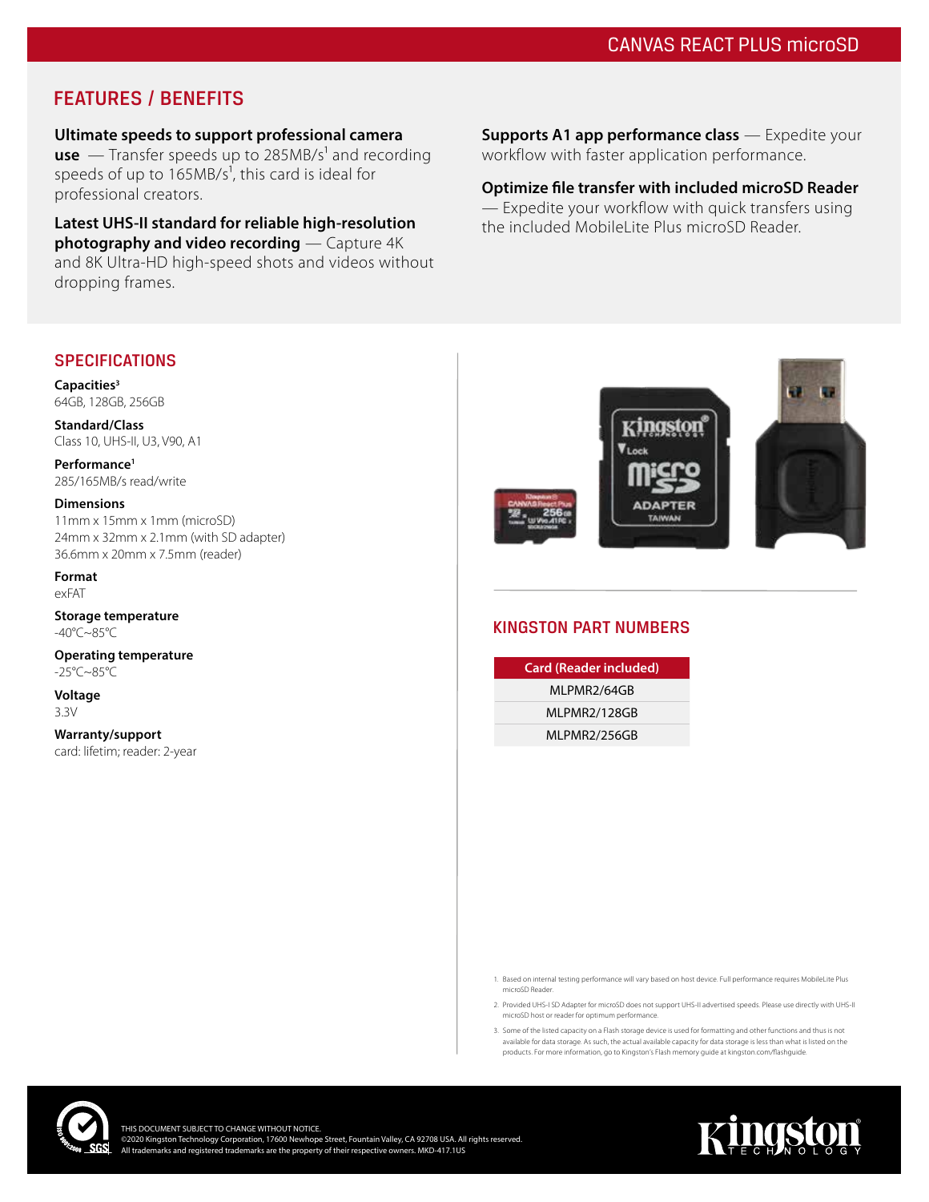## FEATURES / BENEFITS

**Ultimate speeds to support professional camera use** — Transfer speeds up to 285MB/s[1] and recording speeds of up to 165MB/s[1], this card is ideal for professional creators.

**Latest UHS-II standard for reliable high-resolution photography and video recording** — Capture 4K and 8K Ultra-HD high-speed shots and videos without dropping frames.

**Supports A1 app performance class** — Expedite your workflow with faster application performance.

**Optimize file transfer with included microSD Reader** — Expedite your workflow with quick transfers using the included MobileLite Plus microSD Reader.

## SPECIFICATIONS

**Capacities[3]**
64GB, 128GB, 256GB

**Standard/Class**
Class 10, UHS-II, U3, V90, A1

**Performance[1]**
285/165MB/s read/write

**Dimensions**
11mm x 15mm x 1mm (microSD)
24mm x 32mm x 2.1mm (with SD adapter)
36.6mm x 20mm x 7.5mm (reader)

**Format**
exFAT

**Storage temperature**
-40°C~85°C

**Operating temperature**
-25°C~85°C

**Voltage**
3.3V

**Warranty/support**
card: lifetim; reader: 2-year

## KINGSTON PART NUMBERS

| Card (Reader included) |
|---|
| MLPMR2/64GB |
| MLPMR2/128GB |
| MLPMR2/256GB |

1. Based on internal testing performance will vary based on host device. Full performance requires MobileLite Plus microSD Reader.
2. Provided UHS-I SD Adapter for microSD does not support UHS-II advertised speeds. Please use directly with UHS-II microSD host or reader for optimum performance.
3. Some of the listed capacity on a Flash storage device is used for formatting and other functions and thus is not available for data storage. As such, the actual available capacity for data storage is less than what is listed on the products. For more information, go to Kingston's Flash memory guide at kingston.com/flashguide.

THIS DOCUMENT SUBJECT TO CHANGE WITHOUT NOTICE.
©2020 Kingston Technology Corporation, 17600 Newhope Street, Fountain Valley, CA 92708 USA. All rights reserved.
All trademarks and registered trademarks are the property of their respective owners. MKD-417.1US